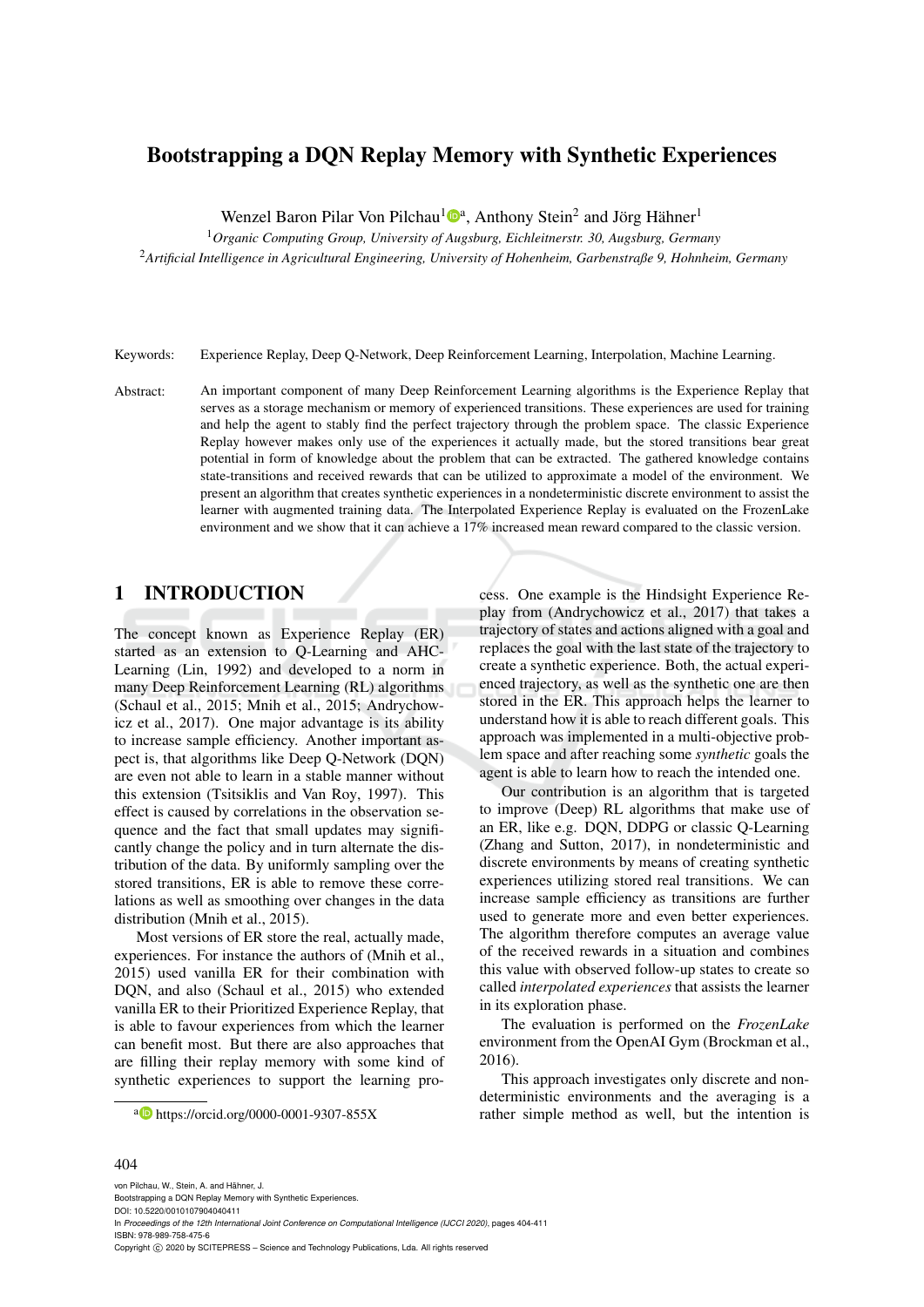# Bootstrapping a DQN Replay Memory with Synthetic Experiences

Wenzel Baron Pilar Von Pilchau[1][a], Anthony Stein[2] and Jörg Hähner[1]

[1] *Organic Computing Group, University of Augsburg, Eichleitnerstr. 30, Augsburg, Germany*
[2] *Artificial Intelligence in Agricultural Engineering, University of Hohenheim, Garbenstraße 9, Hohnheim, Germany*

Keywords: Experience Replay, Deep Q-Network, Deep Reinforcement Learning, Interpolation, Machine Learning.

Abstract: An important component of many Deep Reinforcement Learning algorithms is the Experience Replay that serves as a storage mechanism or memory of experienced transitions. These experiences are used for training and help the agent to stably find the perfect trajectory through the problem space. The classic Experience Replay however makes only use of the experiences it actually made, but the stored transitions bear great potential in form of knowledge about the problem that can be extracted. The gathered knowledge contains state-transitions and received rewards that can be utilized to approximate a model of the environment. We present an algorithm that creates synthetic experiences in a nondeterministic discrete environment to assist the learner with augmented training data. The Interpolated Experience Replay is evaluated on the FrozenLake environment and we show that it can achieve a 17% increased mean reward compared to the classic version.

## 1 INTRODUCTION

The concept known as Experience Replay (ER) started as an extension to Q-Learning and AHC-Learning (Lin, 1992) and developed to a norm in many Deep Reinforcement Learning (RL) algorithms (Schaul et al., 2015; Mnih et al., 2015; Andrychowicz et al., 2017). One major advantage is its ability to increase sample efficiency. Another important aspect is, that algorithms like Deep Q-Network (DQN) are even not able to learn in a stable manner without this extension (Tsitsiklis and Van Roy, 1997). This effect is caused by correlations in the observation sequence and the fact that small updates may significantly change the policy and in turn alternate the distribution of the data. By uniformly sampling over the stored transitions, ER is able to remove these correlations as well as smoothing over changes in the data distribution (Mnih et al., 2015).

Most versions of ER store the real, actually made, experiences. For instance the authors of (Mnih et al., 2015) used vanilla ER for their combination with DQN, and also (Schaul et al., 2015) who extended vanilla ER to their Prioritized Experience Replay, that is able to favour experiences from which the learner can benefit most. But there are also approaches that are filling their replay memory with some kind of synthetic experiences to support the learning process. One example is the Hindsight Experience Replay from (Andrychowicz et al., 2017) that takes a trajectory of states and actions aligned with a goal and replaces the goal with the last state of the trajectory to create a synthetic experience. Both, the actual experienced trajectory, as well as the synthetic one are then stored in the ER. This approach helps the learner to understand how it is able to reach different goals. This approach was implemented in a multi-objective problem space and after reaching some *synthetic* goals the agent is able to learn how to reach the intended one.

Our contribution is an algorithm that is targeted to improve (Deep) RL algorithms that make use of an ER, like e.g. DQN, DDPG or classic Q-Learning (Zhang and Sutton, 2017), in nondeterministic and discrete environments by means of creating synthetic experiences utilizing stored real transitions. We can increase sample efficiency as transitions are further used to generate more and even better experiences. The algorithm therefore computes an average value of the received rewards in a situation and combines this value with observed follow-up states to create so called *interpolated experiences* that assists the learner in its exploration phase.

The evaluation is performed on the *FrozenLake* environment from the OpenAI Gym (Brockman et al., 2016).

This approach investigates only discrete and non-deterministic environments and the averaging is a rather simple method as well, but the intention is

[a] https://orcid.org/0000-0001-9307-855X

von Pilchau, W., Stein, A. and Hähner, J.
Bootstrapping a DQN Replay Memory with Synthetic Experiences.
DOI: 10.5220/0010107904040411
In *Proceedings of the 12th International Joint Conference on Computational Intelligence (IJCCI 2020)*, pages 404-411
ISBN: 978-989-758-475-6
Copyright © 2020 by SCITEPRESS – Science and Technology Publications, Lda. All rights reserved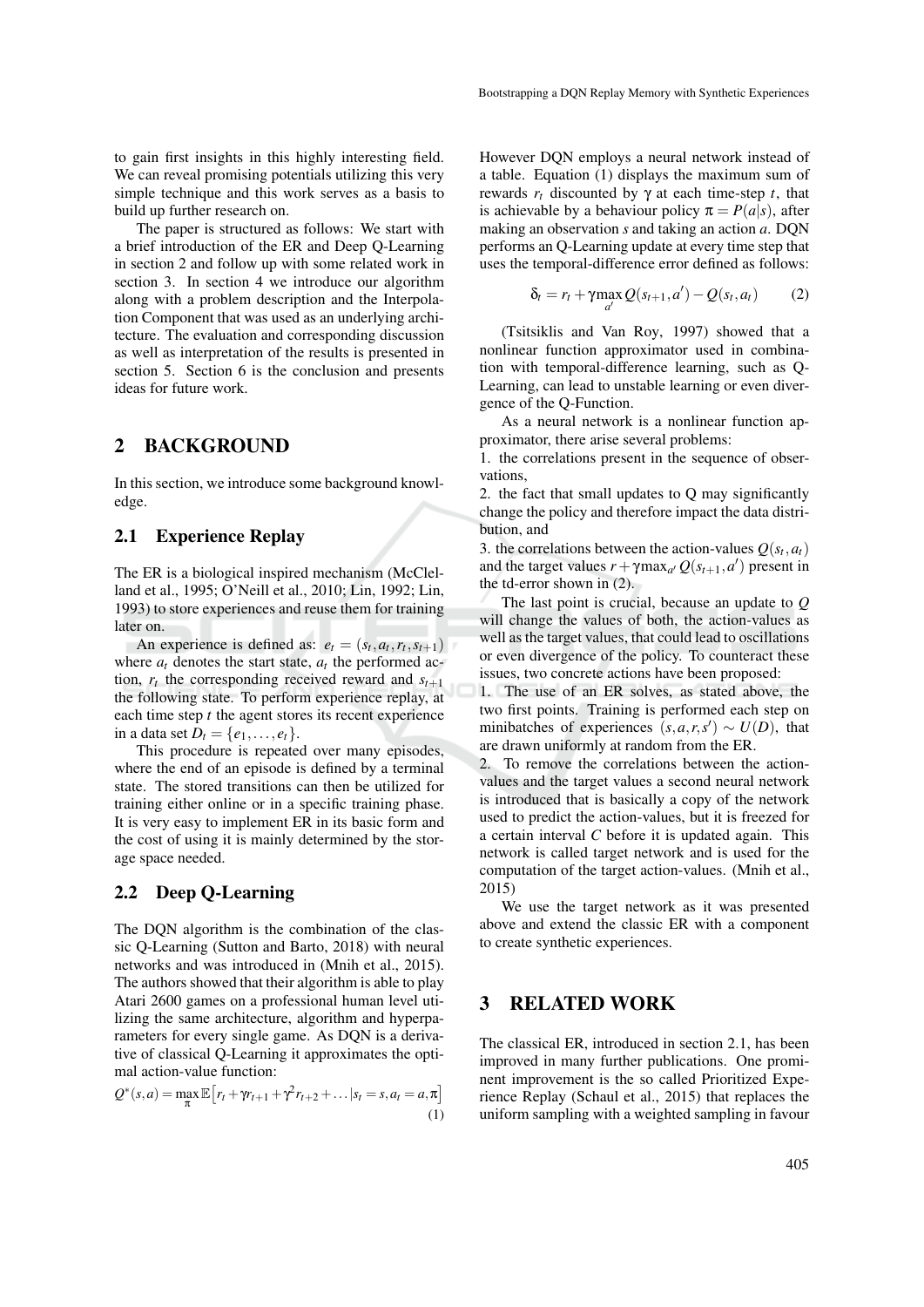to gain first insights in this highly interesting field. We can reveal promising potentials utilizing this very simple technique and this work serves as a basis to build up further research on.

The paper is structured as follows: We start with a brief introduction of the ER and Deep Q-Learning in section 2 and follow up with some related work in section 3. In section 4 we introduce our algorithm along with a problem description and the Interpolation Component that was used as an underlying architecture. The evaluation and corresponding discussion as well as interpretation of the results is presented in section 5. Section 6 is the conclusion and presents ideas for future work.

## 2 BACKGROUND

In this section, we introduce some background knowledge.

### 2.1 Experience Replay

The ER is a biological inspired mechanism (McClelland et al., 1995; O'Neill et al., 2010; Lin, 1992; Lin, 1993) to store experiences and reuse them for training later on.

An experience is defined as: $e_t = (s_t, a_t, r_t, s_{t+1})$ where $a_t$ denotes the start state, $a_t$ the performed action, $r_t$ the corresponding received reward and $s_{t+1}$ the following state. To perform experience replay, at each time step $t$ the agent stores its recent experience in a data set $D_t = \{e_1, \ldots, e_t\}$.

This procedure is repeated over many episodes, where the end of an episode is defined by a terminal state. The stored transitions can then be utilized for training either online or in a specific training phase. It is very easy to implement ER in its basic form and the cost of using it is mainly determined by the storage space needed.

### 2.2 Deep Q-Learning

The DQN algorithm is the combination of the classic Q-Learning (Sutton and Barto, 2018) with neural networks and was introduced in (Mnih et al., 2015). The authors showed that their algorithm is able to play Atari 2600 games on a professional human level utilizing the same architecture, algorithm and hyperparameters for every single game. As DQN is a derivative of classical Q-Learning it approximates the optimal action-value function:

$$Q^*(s,a) = \max_{\pi} \mathbb{E}\left[r_t + \gamma r_{t+1} + \gamma^2 r_{t+2} + \ldots | s_t = s, a_t = a, \pi\right] \quad (1)$$

However DQN employs a neural network instead of a table. Equation (1) displays the maximum sum of rewards $r_t$ discounted by $\gamma$ at each time-step $t$, that is achievable by a behaviour policy $\pi = P(a|s)$, after making an observation $s$ and taking an action $a$. DQN performs an Q-Learning update at every time step that uses the temporal-difference error defined as follows:

$$\delta_t = r_t + \gamma \max_{a'} Q(s_{t+1}, a') - Q(s_t, a_t) \quad (2)$$

(Tsitsiklis and Van Roy, 1997) showed that a nonlinear function approximator used in combination with temporal-difference learning, such as Q-Learning, can lead to unstable learning or even divergence of the Q-Function.

As a neural network is a nonlinear function approximator, there arise several problems:

1. the correlations present in the sequence of observations,
2. the fact that small updates to Q may significantly change the policy and therefore impact the data distribution, and
3. the correlations between the action-values $Q(s_t, a_t)$ and the target values $r + \gamma \max_{a'} Q(s_{t+1}, a')$ present in the td-error shown in (2).

The last point is crucial, because an update to $Q$ will change the values of both, the action-values as well as the target values, that could lead to oscillations or even divergence of the policy. To counteract these issues, two concrete actions have been proposed:

1. The use of an ER solves, as stated above, the two first points. Training is performed each step on minibatches of experiences $(s, a, r, s') \sim U(D)$, that are drawn uniformly at random from the ER.
2. To remove the correlations between the action-values and the target values a second neural network is introduced that is basically a copy of the network used to predict the action-values, but it is freezed for a certain interval $C$ before it is updated again. This network is called target network and is used for the computation of the target action-values. (Mnih et al., 2015)

We use the target network as it was presented above and extend the classic ER with a component to create synthetic experiences.

## 3 RELATED WORK

The classical ER, introduced in section 2.1, has been improved in many further publications. One prominent improvement is the so called Prioritized Experience Replay (Schaul et al., 2015) that replaces the uniform sampling with a weighted sampling in favour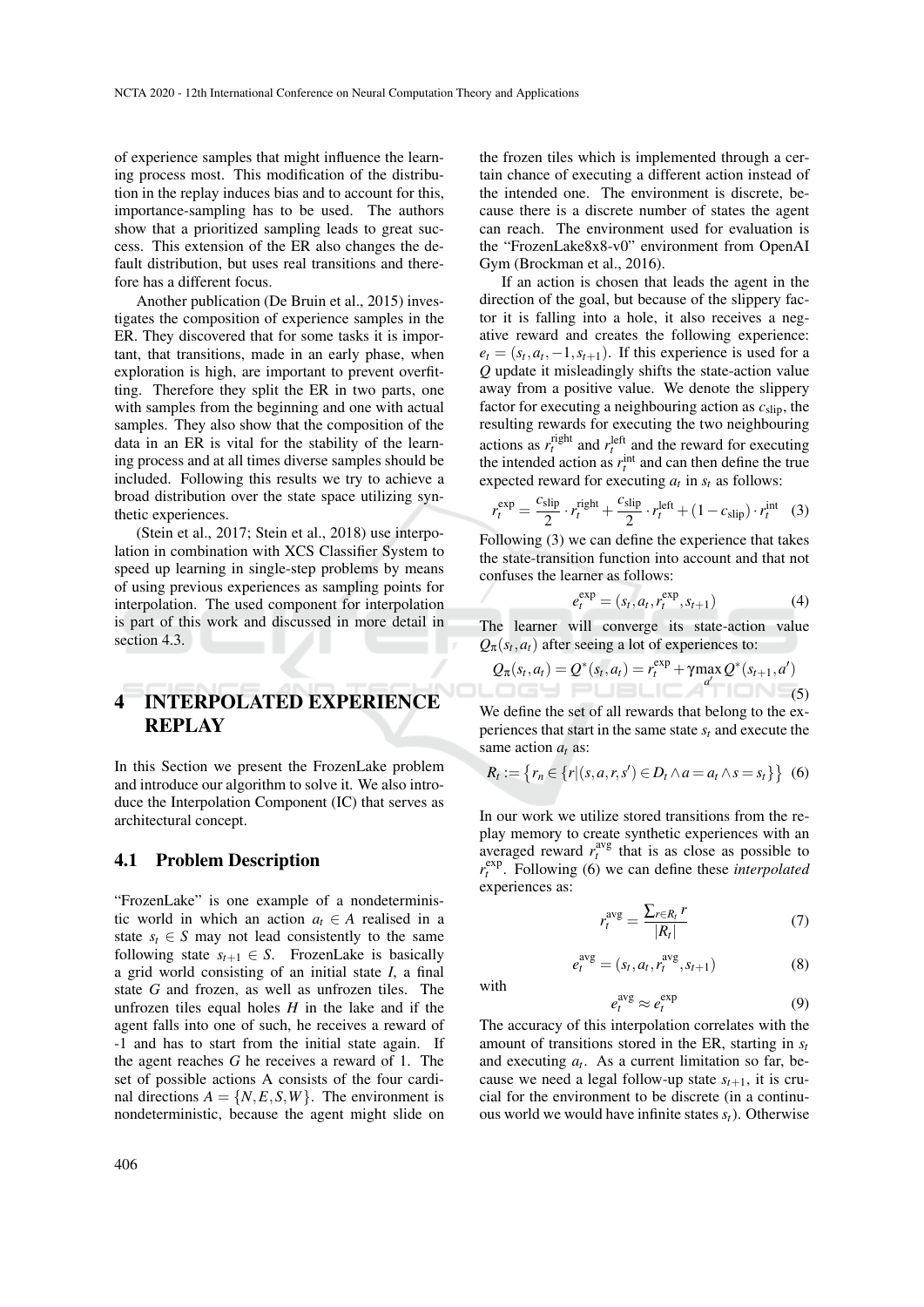of experience samples that might influence the learning process most. This modification of the distribution in the replay induces bias and to account for this, importance-sampling has to be used. The authors show that a prioritized sampling leads to great success. This extension of the ER also changes the default distribution, but uses real transitions and therefore has a different focus.

Another publication (De Bruin et al., 2015) investigates the composition of experience samples in the ER. They discovered that for some tasks it is important, that transitions, made in an early phase, when exploration is high, are important to prevent overfitting. Therefore they split the ER in two parts, one with samples from the beginning and one with actual samples. They also show that the composition of the data in an ER is vital for the stability of the learning process and at all times diverse samples should be included. Following this results we try to achieve a broad distribution over the state space utilizing synthetic experiences.

(Stein et al., 2017; Stein et al., 2018) use interpolation in combination with XCS Classifier System to speed up learning in single-step problems by means of using previous experiences as sampling points for interpolation. The used component for interpolation is part of this work and discussed in more detail in section 4.3.

# 4 INTERPOLATED EXPERIENCE REPLAY

In this Section we present the FrozenLake problem and introduce our algorithm to solve it. We also introduce the Interpolation Component (IC) that serves as architectural concept.

## 4.1 Problem Description

"FrozenLake" is one example of a nondeterministic world in which an action $a_t \in A$ realised in a state $s_t \in S$ may not lead consistently to the same following state $s_{t+1} \in S$. FrozenLake is basically a grid world consisting of an initial state $I$, a final state $G$ and frozen, as well as unfrozen tiles. The unfrozen tiles equal holes $H$ in the lake and if the agent falls into one of such, he receives a reward of -1 and has to start from the initial state again. If the agent reaches $G$ he receives a reward of 1. The set of possible actions A consists of the four cardinal directions $A = \{N, E, S, W\}$. The environment is nondeterministic, because the agent might slide on the frozen tiles which is implemented through a certain chance of executing a different action instead of the intended one. The environment is discrete, because there is a discrete number of states the agent can reach. The environment used for evaluation is the "FrozenLake8x8-v0" environment from OpenAI Gym (Brockman et al., 2016).

If an action is chosen that leads the agent in the direction of the goal, but because of the slippery factor it is falling into a hole, it also receives a negative reward and creates the following experience: $e_t = (s_t, a_t, -1, s_{t+1})$. If this experience is used for a $Q$ update it misleadingly shifts the state-action value away from a positive value. We denote the slippery factor for executing a neighbouring action as $c_{\text{slip}}$, the resulting rewards for executing the two neighbouring actions as $r_t^{\text{right}}$ and $r_t^{\text{left}}$ and the reward for executing the intended action as $r_t^{\text{int}}$ and can then define the true expected reward for executing $a_t$ in $s_t$ as follows:

$$r_t^{\text{exp}} = \frac{c_{\text{slip}}}{2} \cdot r_t^{\text{right}} + \frac{c_{\text{slip}}}{2} \cdot r_t^{\text{left}} + (1 - c_{\text{slip}}) \cdot r_t^{\text{int}} \quad (3)$$

Following (3) we can define the experience that takes the state-transition function into account and that not confuses the learner as follows:

$$e_t^{\text{exp}} = (s_t, a_t, r_t^{\text{exp}}, s_{t+1}) \quad (4)$$

The learner will converge its state-action value $Q_\pi(s_t, a_t)$ after seeing a lot of experiences to:

$$Q_\pi(s_t, a_t) = Q^*(s_t, a_t) = r_t^{\text{exp}} + \gamma \max_{a'} Q^*(s_{t+1}, a') \quad (5)$$

We define the set of all rewards that belong to the experiences that start in the same state $s_t$ and execute the same action $a_t$ as:

$$R_t := \left\{ r_n \in \{ r | (s, a, r, s') \in D_t \wedge a = a_t \wedge s = s_t \} \right\} \quad (6)$$

In our work we utilize stored transitions from the replay memory to create synthetic experiences with an averaged reward $r_t^{\text{avg}}$ that is as close as possible to $r_t^{\text{exp}}$. Following (6) we can define these *interpolated* experiences as:

$$r_t^{\text{avg}} = \frac{\sum_{r \in R_t} r}{|R_t|} \quad (7)$$

$$e_t^{\text{avg}} = (s_t, a_t, r_t^{\text{avg}}, s_{t+1}) \quad (8)$$

with

$$e_t^{\text{avg}} \approx e_t^{\text{exp}} \quad (9)$$

The accuracy of this interpolation correlates with the amount of transitions stored in the ER, starting in $s_t$ and executing $a_t$. As a current limitation so far, because we need a legal follow-up state $s_{t+1}$, it is crucial for the environment to be discrete (in a continuous world we would have infinite states $s_t$). Otherwise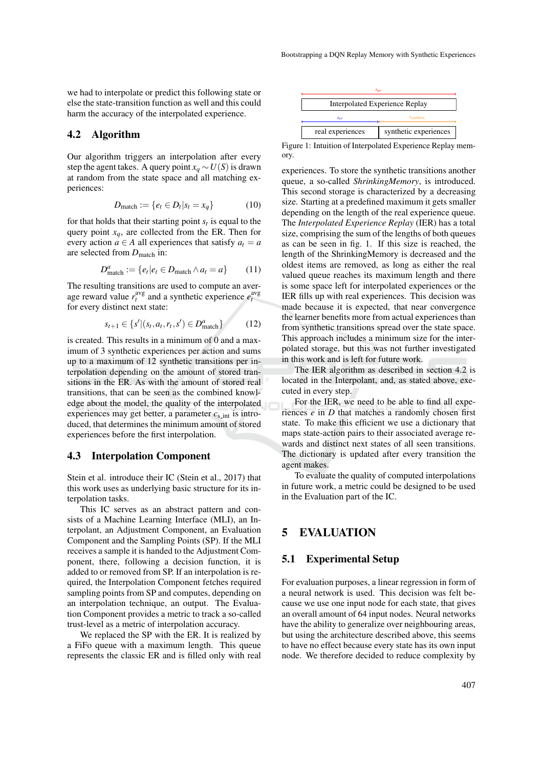we had to interpolate or predict this following state or else the state-transition function as well and this could harm the accuracy of the interpolated experience.

## 4.2 Algorithm

Our algorithm triggers an interpolation after every step the agent takes. A query point $x_q \sim U(S)$ is drawn at random from the state space and all matching experiences:

$$D_{\text{match}} := \{e_t \in D_t | s_t = x_q\} \tag{10}$$

for that holds that their starting point $s_t$ is equal to the query point $x_q$, are collected from the ER. Then for every action $a \in A$ all experiences that satisfy $a_t = a$ are selected from $D_{\text{match}}$ in:

$$D^a_{\text{match}} := \{e_t | e_t \in D_{\text{match}} \wedge a_t = a\} \tag{11}$$

The resulting transitions are used to compute an average reward value $r_t^{\text{avg}}$ and a synthetic experience $e_t^{\text{avg}}$ for every distinct next state:

$$s_{t+1} \in \{s' | (s_t, a_t, r_t, s') \in D^a_{\text{match}}\} \tag{12}$$

is created. This results in a minimum of 0 and a maximum of 3 synthetic experiences per action and sums up to a maximum of 12 synthetic transitions per interpolation depending on the amount of stored transitions in the ER. As with the amount of stored real transitions, that can be seen as the combined knowledge about the model, the quality of the interpolated experiences may get better, a parameter $c_{\text{s\_int}}$ is introduced, that determines the minimum amount of stored experiences before the first interpolation.

## 4.3 Interpolation Component

Stein et al. introduce their IC (Stein et al., 2017) that this work uses as underlying basic structure for its interpolation tasks.

This IC serves as an abstract pattern and consists of a Machine Learning Interface (MLI), an Interpolant, an Adjustment Component, an Evaluation Component and the Sampling Points (SP). If the MLI receives a sample it is handed to the Adjustment Component, there, following a decision function, it is added to or removed from SP. If an interpolation is required, the Interpolation Component fetches required sampling points from SP and computes, depending on an interpolation technique, an output. The Evaluation Component provides a metric to track a so-called trust-level as a metric of interpolation accuracy.

We replaced the SP with the ER. It is realized by a FiFo queue with a maximum length. This queue represents the classic ER and is filled only with real experiences. To store the synthetic transitions another queue, a so-called *ShrinkingMemory*, is introduced. This second storage is characterized by a decreasing size. Starting at a predefined maximum it gets smaller depending on the length of the real experience queue. The *Interpolated Experience Replay* (IER) has a total size, comprising the sum of the lengths of both queues as can be seen in fig. 1. If this size is reached, the length of the ShrinkingMemory is decreased and the oldest items are removed, as long as either the real valued queue reaches its maximum length and there is some space left for interpolated experiences or the IER fills up with real experiences. This decision was made because it is expected, that near convergence the learner benefits more from actual experiences than from synthetic transitions spread over the state space. This approach includes a minimum size for the interpolated storage, but this was not further investigated in this work and is left for future work.

| $s_{ier}$ | |
|---|---|
| Interpolated Experience Replay | |
| $s_{er}$ | $s_{synthetic}$ |
| real experiences | synthetic experiences |

Figure 1: Intuition of Interpolated Experience Replay memory.

The IER algorithm as described in section 4.2 is located in the Interpolant, and, as stated above, executed in every step.

For the IER, we need to be able to find all experiences $e$ in $D$ that matches a randomly chosen first state. To make this efficient we use a dictionary that maps state-action pairs to their associated average rewards and distinct next states of all seen transitions. The dictionary is updated after every transition the agent makes.

To evaluate the quality of computed interpolations in future work, a metric could be designed to be used in the Evaluation part of the IC.

# 5 EVALUATION

## 5.1 Experimental Setup

For evaluation purposes, a linear regression in form of a neural network is used. This decision was felt because we use one input node for each state, that gives an overall amount of 64 input nodes. Neural networks have the ability to generalize over neighbouring areas, but using the architecture described above, this seems to have no effect because every state has its own input node. We therefore decided to reduce complexity by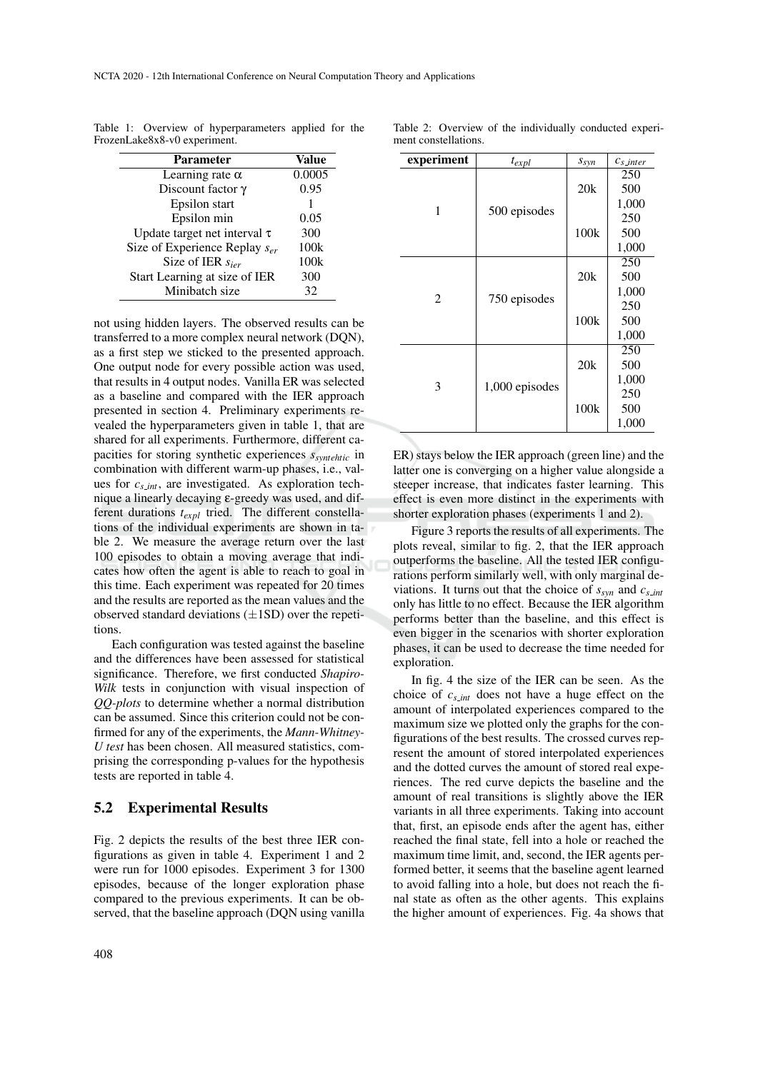Table 1: Overview of hyperparameters applied for the FrozenLake8x8-v0 experiment.

| Parameter | Value |
|---|---|
| Learning rate $\alpha$ | 0.0005 |
| Discount factor $\gamma$ | 0.95 |
| Epsilon start | 1 |
| Epsilon min | 0.05 |
| Update target net interval $\tau$ | 300 |
| Size of Experience Replay $s_{er}$ | 100k |
| Size of IER $s_{ier}$ | 100k |
| Start Learning at size of IER | 300 |
| Minibatch size | 32 |

not using hidden layers. The observed results can be transferred to a more complex neural network (DQN), as a first step we sticked to the presented approach. One output node for every possible action was used, that results in 4 output nodes. Vanilla ER was selected as a baseline and compared with the IER approach presented in section 4. Preliminary experiments revealed the hyperparameters given in table 1, that are shared for all experiments. Furthermore, different capacities for storing synthetic experiences $s_{syntehtic}$ in combination with different warm-up phases, i.e., values for $c_{s\_int}$, are investigated. As exploration technique a linearly decaying $\varepsilon$-greedy was used, and different durations $t_{expl}$ tried. The different constellations of the individual experiments are shown in table 2. We measure the average return over the last 100 episodes to obtain a moving average that indicates how often the agent is able to reach to goal in this time. Each experiment was repeated for 20 times and the results are reported as the mean values and the observed standard deviations ($\pm$1SD) over the repetitions.

Each configuration was tested against the baseline and the differences have been assessed for statistical significance. Therefore, we first conducted *Shapiro-Wilk* tests in conjunction with visual inspection of *QQ-plots* to determine whether a normal distribution can be assumed. Since this criterion could not be confirmed for any of the experiments, the *Mann-Whitney-U test* has been chosen. All measured statistics, comprising the corresponding p-values for the hypothesis tests are reported in table 4.

Table 2: Overview of the individually conducted experiment constellations.

| experiment | $t_{expl}$ | $s_{syn}$ | $c_{s\_inter}$ |
|---|---|---|---|
| 1 | 500 episodes | 20k | 250 |
| | | | 500 |
| | | | 1,000 |
| | | 100k | 250 |
| | | | 500 |
| | | | 1,000 |
| 2 | 750 episodes | 20k | 250 |
| | | | 500 |
| | | | 1,000 |
| | | 100k | 250 |
| | | | 500 |
| | | | 1,000 |
| 3 | 1,000 episodes | 20k | 250 |
| | | | 500 |
| | | | 1,000 |
| | | 100k | 250 |
| | | | 500 |
| | | | 1,000 |

## 5.2 Experimental Results

Fig. 2 depicts the results of the best three IER configurations as given in table 4. Experiment 1 and 2 were run for 1000 episodes. Experiment 3 for 1300 episodes, because of the longer exploration phase compared to the previous experiments. It can be observed, that the baseline approach (DQN using vanilla ER) stays below the IER approach (green line) and the latter one is converging on a higher value alongside a steeper increase, that indicates faster learning. This effect is even more distinct in the experiments with shorter exploration phases (experiments 1 and 2).

Figure 3 reports the results of all experiments. The plots reveal, similar to fig. 2, that the IER approach outperforms the baseline. All the tested IER configurations perform similarly well, with only marginal deviations. It turns out that the choice of $s_{syn}$ and $c_{s\_int}$ only has little to no effect. Because the IER algorithm performs better than the baseline, and this effect is even bigger in the scenarios with shorter exploration phases, it can be used to decrease the time needed for exploration.

In fig. 4 the size of the IER can be seen. As the choice of $c_{s\_int}$ does not have a huge effect on the amount of interpolated experiences compared to the maximum size we plotted only the graphs for the configurations of the best results. The crossed curves represent the amount of stored interpolated experiences and the dotted curves the amount of stored real experiences. The red curve depicts the baseline and the amount of real transitions is slightly above the IER variants in all three experiments. Taking into account that, first, an episode ends after the agent has, either reached the final state, fell into a hole or reached the maximum time limit, and, second, the IER agents performed better, it seems that the baseline agent learned to avoid falling into a hole, but does not reach the final state as often as the other agents. This explains the higher amount of experiences. Fig. 4a shows that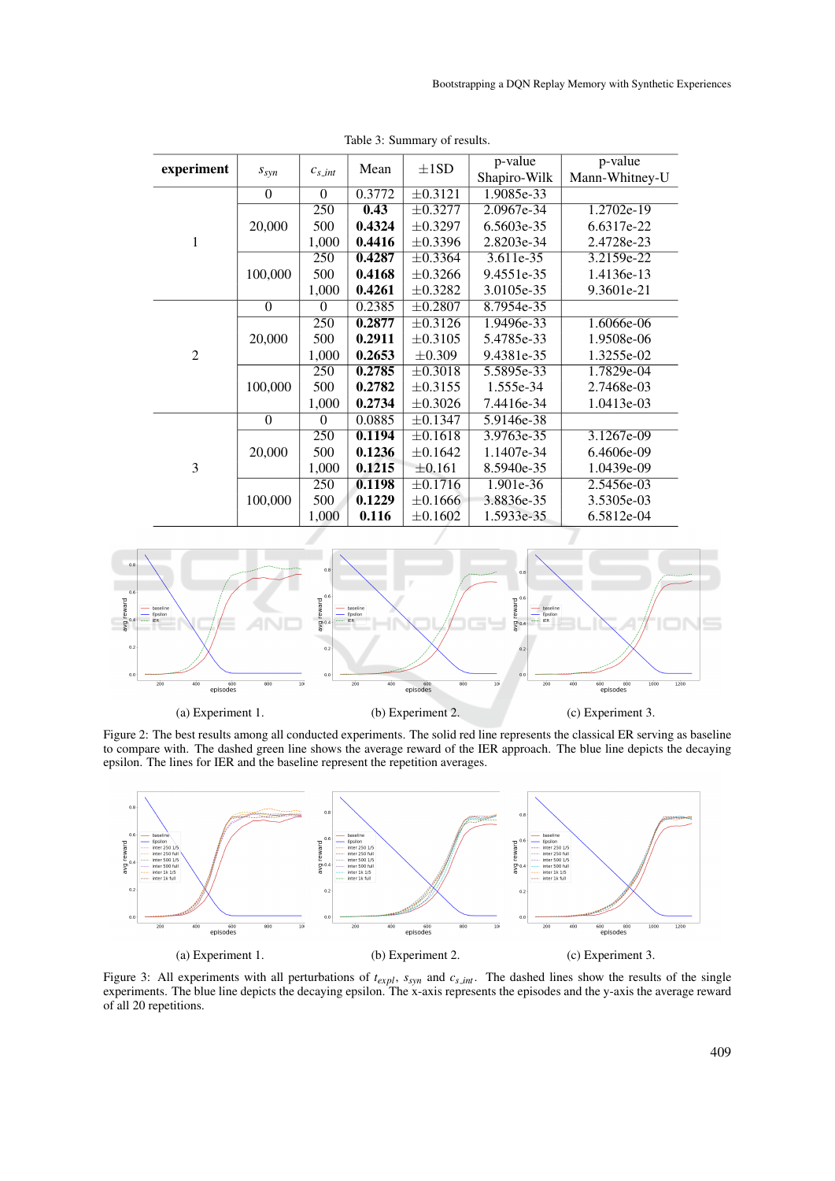Table 3: Summary of results.

| experiment | $s_{syn}$ | $c_{s\_int}$ | Mean | ±1SD | p-value Shapiro-Wilk | p-value Mann-Whitney-U |
|---|---|---|---|---|---|---|
| 1 | 0 | 0 | 0.3772 | ±0.3121 | 1.9085e-33 | |
| | 20,000 | 250 | **0.43** | ±0.3277 | 2.0967e-34 | 1.2702e-19 |
| | | 500 | **0.4324** | ±0.3297 | 6.5603e-35 | 6.6317e-22 |
| | | 1,000 | **0.4416** | ±0.3396 | 2.8203e-34 | 2.4728e-23 |
| | 100,000 | 250 | **0.4287** | ±0.3364 | 3.611e-35 | 3.2159e-22 |
| | | 500 | **0.4168** | ±0.3266 | 9.4551e-35 | 1.4136e-13 |
| | | 1,000 | **0.4261** | ±0.3282 | 3.0105e-35 | 9.3601e-21 |
| 2 | 0 | 0 | 0.2385 | ±0.2807 | 8.7954e-35 | |
| | 20,000 | 250 | **0.2877** | ±0.3126 | 1.9496e-33 | 1.6066e-06 |
| | | 500 | **0.2911** | ±0.3105 | 5.4785e-33 | 1.9508e-06 |
| | | 1,000 | **0.2653** | ±0.309 | 9.4381e-35 | 1.3255e-02 |
| | 100,000 | 250 | **0.2785** | ±0.3018 | 5.5895e-33 | 1.7829e-04 |
| | | 500 | **0.2782** | ±0.3155 | 1.555e-34 | 2.7468e-03 |
| | | 1,000 | **0.2734** | ±0.3026 | 7.4416e-34 | 1.0413e-03 |
| 3 | 0 | 0 | 0.0885 | ±0.1347 | 5.9146e-38 | |
| | 20,000 | 250 | **0.1194** | ±0.1618 | 3.9763e-35 | 3.1267e-09 |
| | | 500 | **0.1236** | ±0.1642 | 1.1407e-34 | 6.4606e-09 |
| | | 1,000 | **0.1215** | ±0.161 | 8.5940e-35 | 1.0439e-09 |
| | 100,000 | 250 | **0.1198** | ±0.1716 | 1.901e-36 | 2.5456e-03 |
| | | 500 | **0.1229** | ±0.1666 | 3.8836e-35 | 3.5305e-03 |
| | | 1,000 | **0.116** | ±0.1602 | 1.5933e-35 | 6.5812e-04 |

(a) Experiment 1. (b) Experiment 2. (c) Experiment 3.

Figure 2: The best results among all conducted experiments. The solid red line represents the classical ER serving as baseline to compare with. The dashed green line shows the average reward of the IER approach. The blue line depicts the decaying epsilon. The lines for IER and the baseline represent the repetition averages.

(a) Experiment 1. (b) Experiment 2. (c) Experiment 3.

Figure 3: All experiments with all perturbations of $t_{expl}$, $s_{syn}$ and $c_{s\_int}$. The dashed lines show the results of the single experiments. The blue line depicts the decaying epsilon. The x-axis represents the episodes and the y-axis the average reward of all 20 repetitions.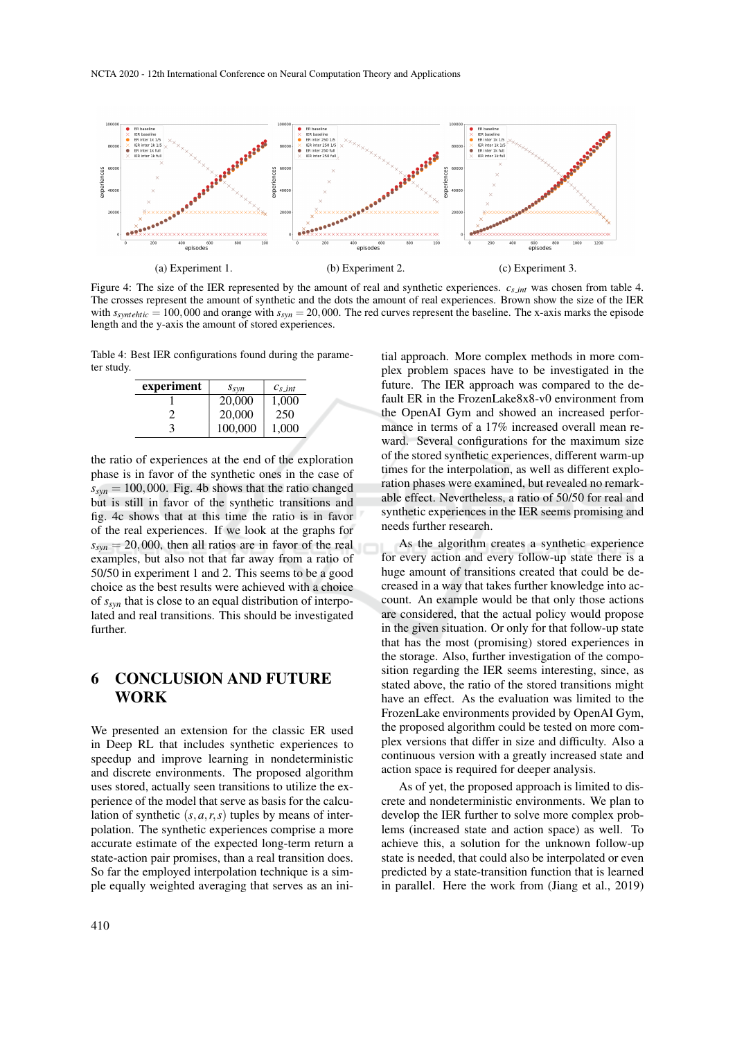(a) Experiment 1. (b) Experiment 2. (c) Experiment 3.

Figure 4: The size of the IER represented by the amount of real and synthetic experiences. $c_{s\_int}$ was chosen from table 4. The crosses represent the amount of synthetic and the dots the amount of real experiences. Brown show the size of the IER with $s_{syntehtic} = 100,000$ and orange with $s_{syn} = 20,000$. The red curves represent the baseline. The x-axis marks the episode length and the y-axis the amount of stored experiences.

Table 4: Best IER configurations found during the parameter study.

| experiment | $s_{syn}$ | $c_{s\_int}$ |
|---|---|---|
| 1 | 20,000 | 1,000 |
| 2 | 20,000 | 250 |
| 3 | 100,000 | 1,000 |

the ratio of experiences at the end of the exploration phase is in favor of the synthetic ones in the case of $s_{syn} = 100,000$. Fig. 4b shows that the ratio changed but is still in favor of the synthetic transitions and fig. 4c shows that at this time the ratio is in favor of the real experiences. If we look at the graphs for $s_{syn} = 20,000$, then all ratios are in favor of the real examples, but also not that far away from a ratio of 50/50 in experiment 1 and 2. This seems to be a good choice as the best results were achieved with a choice of $s_{syn}$ that is close to an equal distribution of interpolated and real transitions. This should be investigated further.

## 6 CONCLUSION AND FUTURE WORK

We presented an extension for the classic ER used in Deep RL that includes synthetic experiences to speedup and improve learning in nondeterministic and discrete environments. The proposed algorithm uses stored, actually seen transitions to utilize the experience of the model that serve as basis for the calculation of synthetic $(s,a,r,s)$ tuples by means of interpolation. The synthetic experiences comprise a more accurate estimate of the expected long-term return a state-action pair promises, than a real transition does. So far the employed interpolation technique is a simple equally weighted averaging that serves as an initial approach. More complex methods in more complex problem spaces have to be investigated in the future. The IER approach was compared to the default ER in the FrozenLake8x8-v0 environment from the OpenAI Gym and showed an increased performance in terms of a 17% increased overall mean reward. Several configurations for the maximum size of the stored synthetic experiences, different warm-up times for the interpolation, as well as different exploration phases were examined, but revealed no remarkable effect. Nevertheless, a ratio of 50/50 for real and synthetic experiences in the IER seems promising and needs further research.

As the algorithm creates a synthetic experience for every action and every follow-up state there is a huge amount of transitions created that could be decreased in a way that takes further knowledge into account. An example would be that only those actions are considered, that the actual policy would propose in the given situation. Or only for that follow-up state that has the most (promising) stored experiences in the storage. Also, further investigation of the composition regarding the IER seems interesting, since, as stated above, the ratio of the stored transitions might have an effect. As the evaluation was limited to the FrozenLake environments provided by OpenAI Gym, the proposed algorithm could be tested on more complex versions that differ in size and difficulty. Also a continuous version with a greatly increased state and action space is required for deeper analysis.

As of yet, the proposed approach is limited to discrete and nondeterministic environments. We plan to develop the IER further to solve more complex problems (increased state and action space) as well. To achieve this, a solution for the unknown follow-up state is needed, that could also be interpolated or even predicted by a state-transition function that is learned in parallel. Here the work from (Jiang et al., 2019)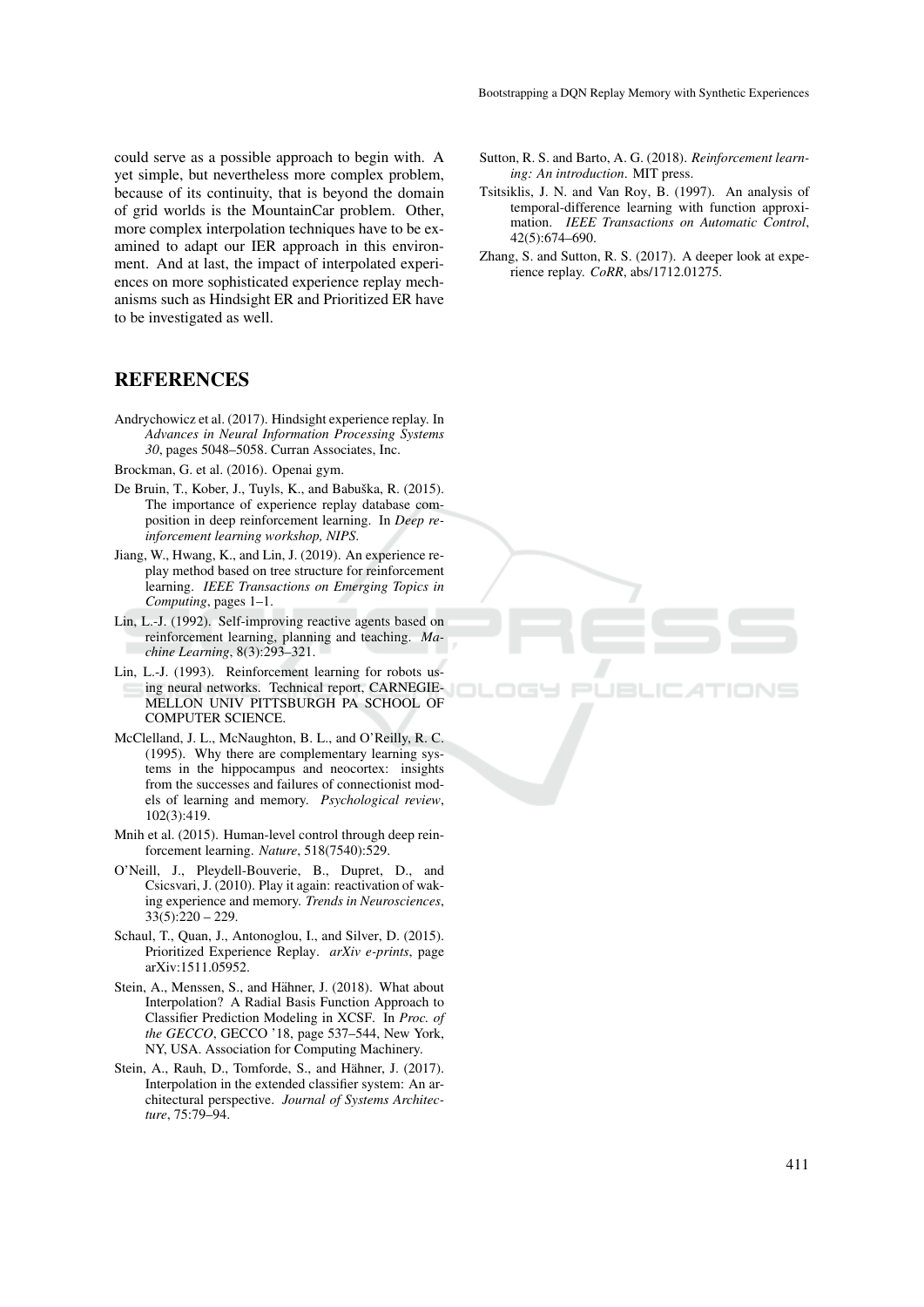could serve as a possible approach to begin with. A yet simple, but nevertheless more complex problem, because of its continuity, that is beyond the domain of grid worlds is the MountainCar problem. Other, more complex interpolation techniques have to be examined to adapt our IER approach in this environment. And at last, the impact of interpolated experiences on more sophisticated experience replay mechanisms such as Hindsight ER and Prioritized ER have to be investigated as well.

## REFERENCES

Andrychowicz et al. (2017). Hindsight experience replay. In *Advances in Neural Information Processing Systems 30*, pages 5048–5058. Curran Associates, Inc.

Brockman, G. et al. (2016). Openai gym.

De Bruin, T., Kober, J., Tuyls, K., and Babuška, R. (2015). The importance of experience replay database composition in deep reinforcement learning. In *Deep reinforcement learning workshop, NIPS*.

Jiang, W., Hwang, K., and Lin, J. (2019). An experience replay method based on tree structure for reinforcement learning. *IEEE Transactions on Emerging Topics in Computing*, pages 1–1.

Lin, L.-J. (1992). Self-improving reactive agents based on reinforcement learning, planning and teaching. *Machine Learning*, 8(3):293–321.

Lin, L.-J. (1993). Reinforcement learning for robots using neural networks. Technical report, CARNEGIE-MELLON UNIV PITTSBURGH PA SCHOOL OF COMPUTER SCIENCE.

McClelland, J. L., McNaughton, B. L., and O'Reilly, R. C. (1995). Why there are complementary learning systems in the hippocampus and neocortex: insights from the successes and failures of connectionist models of learning and memory. *Psychological review*, 102(3):419.

Mnih et al. (2015). Human-level control through deep reinforcement learning. *Nature*, 518(7540):529.

O'Neill, J., Pleydell-Bouverie, B., Dupret, D., and Csicsvari, J. (2010). Play it again: reactivation of waking experience and memory. *Trends in Neurosciences*, 33(5):220 – 229.

Schaul, T., Quan, J., Antonoglou, I., and Silver, D. (2015). Prioritized Experience Replay. *arXiv e-prints*, page arXiv:1511.05952.

Stein, A., Menssen, S., and Hähner, J. (2018). What about Interpolation? A Radial Basis Function Approach to Classifier Prediction Modeling in XCSF. In *Proc. of the GECCO*, GECCO '18, page 537–544, New York, NY, USA. Association for Computing Machinery.

Stein, A., Rauh, D., Tomforde, S., and Hähner, J. (2017). Interpolation in the extended classifier system: An architectural perspective. *Journal of Systems Architecture*, 75:79–94.

Sutton, R. S. and Barto, A. G. (2018). *Reinforcement learning: An introduction*. MIT press.

Tsitsiklis, J. N. and Van Roy, B. (1997). An analysis of temporal-difference learning with function approximation. *IEEE Transactions on Automatic Control*, 42(5):674–690.

Zhang, S. and Sutton, R. S. (2017). A deeper look at experience replay. *CoRR*, abs/1712.01275.